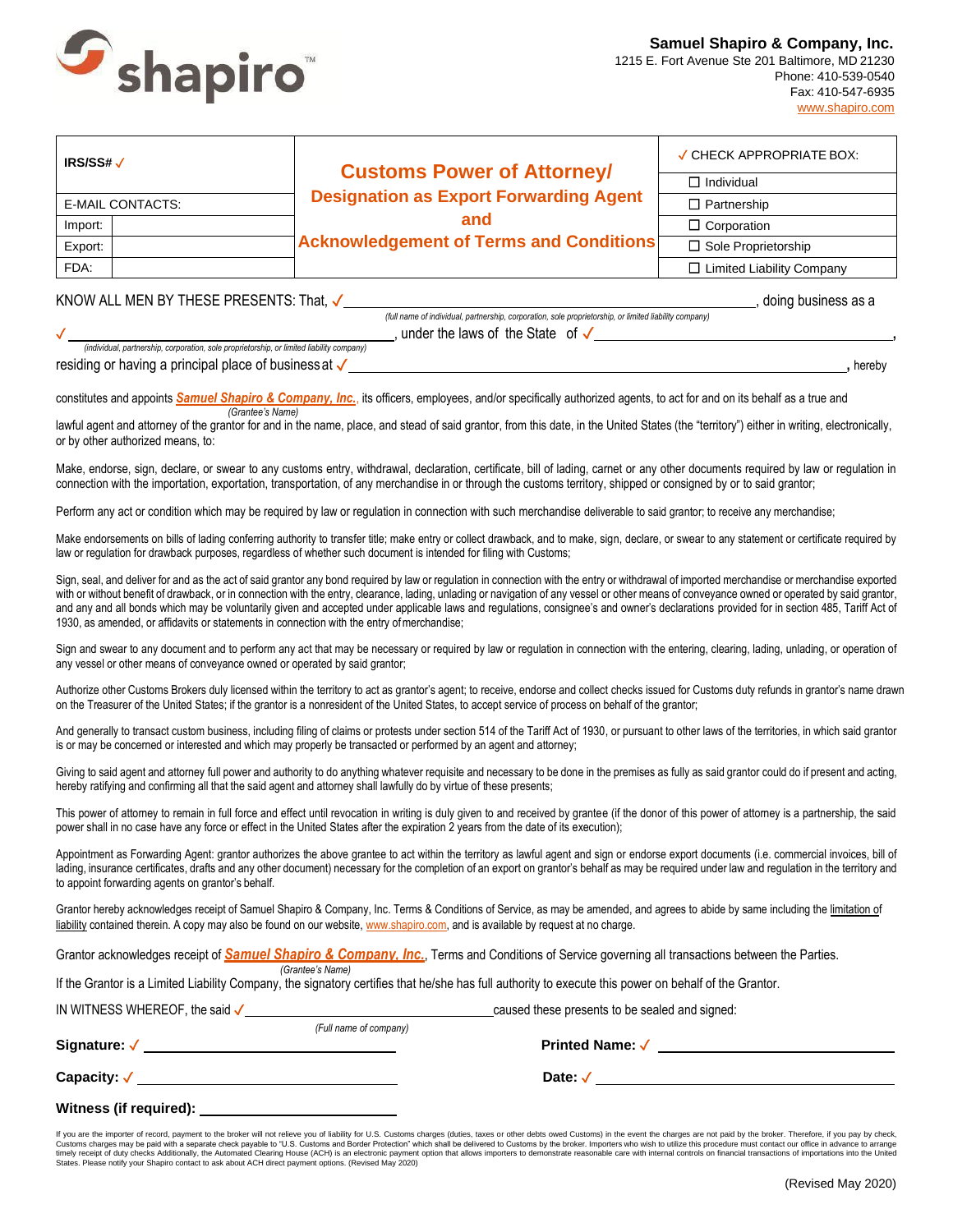**Samuel Shapiro & Company, Inc.**
1215 E. Fort Avenue Ste 201 Baltimore, MD 21230
Phone: 410-539-0540
Fax: 410-547-6935
www.shapiro.com

| IRS/SS# ✓ | | **Customs Power of Attorney/ Designation as Export Forwarding Agent and Acknowledgement of Terms and Conditions** | ✓ CHECK APPROPRIATE BOX: |
|---|---|---|---|
| | | | ☐ Individual |
| E-MAIL CONTACTS: | | | ☐ Partnership |
| Import: | | | ☐ Corporation |
| Export: | | | ☐ Sole Proprietorship |
| FDA: | | | ☐ Limited Liability Company |

KNOW ALL MEN BY THESE PRESENTS: That, ✓ ______________________________, doing business as a
*(full name of individual, partnership, corporation, sole proprietorship, or limited liability company)*

✓ ______________________________, under the laws of the State of ✓ ______________________________,
*(individual, partnership, corporation, sole proprietorship, or limited liability company)*

residing or having a principal place of business at ✓ ______________________________, hereby

constitutes and appoints ***Samuel Shapiro & Company, Inc.***, its officers, employees, and/or specifically authorized agents, to act for and on its behalf as a true and
*(Grantee's Name)*
lawful agent and attorney of the grantor for and in the name, place, and stead of said grantor, from this date, in the United States (the "territory") either in writing, electronically, or by other authorized means, to:

Make, endorse, sign, declare, or swear to any customs entry, withdrawal, declaration, certificate, bill of lading, carnet or any other documents required by law or regulation in connection with the importation, exportation, transportation, of any merchandise in or through the customs territory, shipped or consigned by or to said grantor;

Perform any act or condition which may be required by law or regulation in connection with such merchandise deliverable to said grantor; to receive any merchandise;

Make endorsements on bills of lading conferring authority to transfer title; make entry or collect drawback, and to make, sign, declare, or swear to any statement or certificate required by law or regulation for drawback purposes, regardless of whether such document is intended for filing with Customs;

Sign, seal, and deliver for and as the act of said grantor any bond required by law or regulation in connection with the entry or withdrawal of imported merchandise or merchandise exported with or without benefit of drawback, or in connection with the entry, clearance, lading, unlading or navigation of any vessel or other means of conveyance owned or operated by said grantor, and any and all bonds which may be voluntarily given and accepted under applicable laws and regulations, consignee's and owner's declarations provided for in section 485, Tariff Act of 1930, as amended, or affidavits or statements in connection with the entry of merchandise;

Sign and swear to any document and to perform any act that may be necessary or required by law or regulation in connection with the entering, clearing, lading, unlading, or operation of any vessel or other means of conveyance owned or operated by said grantor;

Authorize other Customs Brokers duly licensed within the territory to act as grantor's agent; to receive, endorse and collect checks issued for Customs duty refunds in grantor's name drawn on the Treasurer of the United States; if the grantor is a nonresident of the United States, to accept service of process on behalf of the grantor;

And generally to transact custom business, including filing of claims or protests under section 514 of the Tariff Act of 1930, or pursuant to other laws of the territories, in which said grantor is or may be concerned or interested and which may properly be transacted or performed by an agent and attorney;

Giving to said agent and attorney full power and authority to do anything whatever requisite and necessary to be done in the premises as fully as said grantor could do if present and acting, hereby ratifying and confirming all that the said agent and attorney shall lawfully do by virtue of these presents;

This power of attorney to remain in full force and effect until revocation in writing is duly given to and received by grantee (if the donor of this power of attorney is a partnership, the said power shall in no case have any force or effect in the United States after the expiration 2 years from the date of its execution);

Appointment as Forwarding Agent: grantor authorizes the above grantee to act within the territory as lawful agent and sign or endorse export documents (i.e. commercial invoices, bill of lading, insurance certificates, drafts and any other document) necessary for the completion of an export on grantor's behalf as may be required under law and regulation in the territory and to appoint forwarding agents on grantor's behalf.

Grantor hereby acknowledges receipt of Samuel Shapiro & Company, Inc. Terms & Conditions of Service, as may be amended, and agrees to abide by same including the limitation of liability contained therein. A copy may also be found on our website, www.shapiro.com, and is available by request at no charge.

Grantor acknowledges receipt of ***Samuel Shapiro & Company, Inc.***, Terms and Conditions of Service governing all transactions between the Parties.
*(Grantee's Name)*
If the Grantor is a Limited Liability Company, the signatory certifies that he/she has full authority to execute this power on behalf of the Grantor.

IN WITNESS WHEREOF, the said ✓ ______________________________ caused these presents to be sealed and signed:
*(Full name of company)*

**Signature:** ✓ ______________________ **Printed Name:** ✓ ______________________

**Capacity:** ✓ ______________________ **Date:** ✓ ______________________

**Witness (if required):** ______________________

If you are the importer of record, payment to the broker will not relieve you of liability for U.S. Customs charges (duties, taxes or other debts owed Customs) in the event the charges are not paid by the broker. Therefore, if you pay by check, Customs charges may be paid with a separate check payable to "U.S. Customs and Border Protection" which shall be delivered to Customs by the broker. Importers who wish to utilize this procedure must contact our office in advance to arrange timely receipt of duty checks Additionally, the Automated Clearing House (ACH) is an electronic payment option that allows importers to demonstrate reasonable care with internal controls on financial transactions of importations into the United States. Please notify your Shapiro contact to ask about ACH direct payment options. (Revised May 2020)

(Revised May 2020)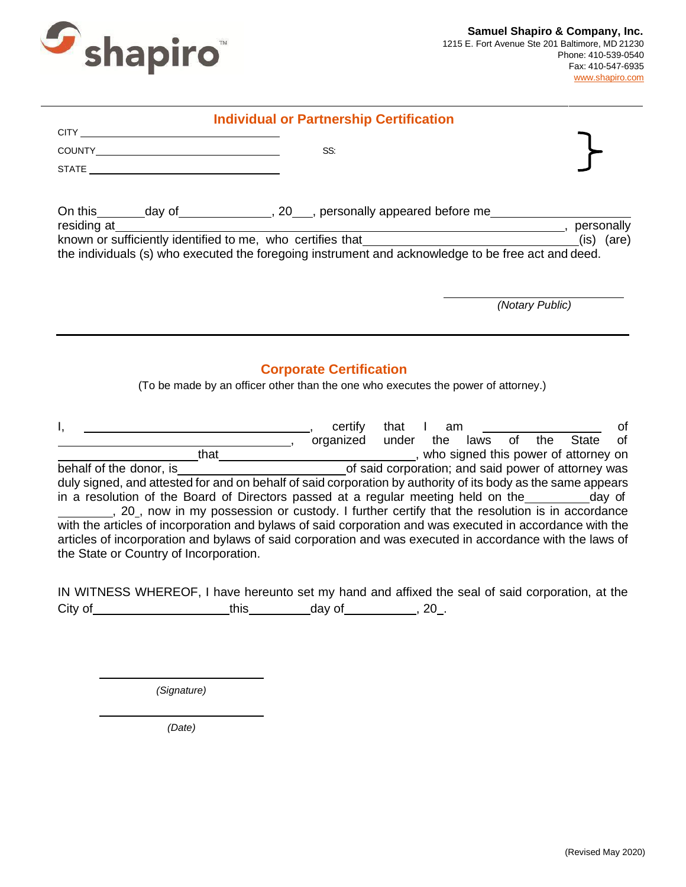**Samuel Shapiro & Company, Inc.**
1215 E. Fort Avenue Ste 201 Baltimore, MD 21230
Phone: 410-539-0540
Fax: 410-547-6935
www.shapiro.com

## Individual or Partnership Certification

CITY ______________________________

COUNTY ______________________________ SS:

STATE ______________________________

On this_______day of______________, 20___, personally appeared before me______________________ residing at______________________________________________________________, personally known or sufficiently identified to me, who certifies that________________________________(is) (are) the individuals (s) who executed the foregoing instrument and acknowledge to be free act and deed.

______________________
*(Notary Public)*

---

## Corporate Certification

(To be made by an officer other than the one who executes the power of attorney.)

I, ________________________________, certify that I am __________________ of ________________________________, organized under the laws of the State of ______________________that______________________________, who signed this power of attorney on behalf of the donor, is__________________________of said corporation; and said power of attorney was duly signed, and attested for and on behalf of said corporation by authority of its body as the same appears in a resolution of the Board of Directors passed at a regular meeting held on the_________day of ________, 20_, now in my possession or custody. I further certify that the resolution is in accordance with the articles of incorporation and bylaws of said corporation and was executed in accordance with the articles of incorporation and bylaws of said corporation and was executed in accordance with the laws of the State or Country of Incorporation.

IN WITNESS WHEREOF, I have hereunto set my hand and affixed the seal of said corporation, at the City of___________________this_________day of__________, 20_.

______________________
*(Signature)*

______________________
*(Date)*

(Revised May 2020)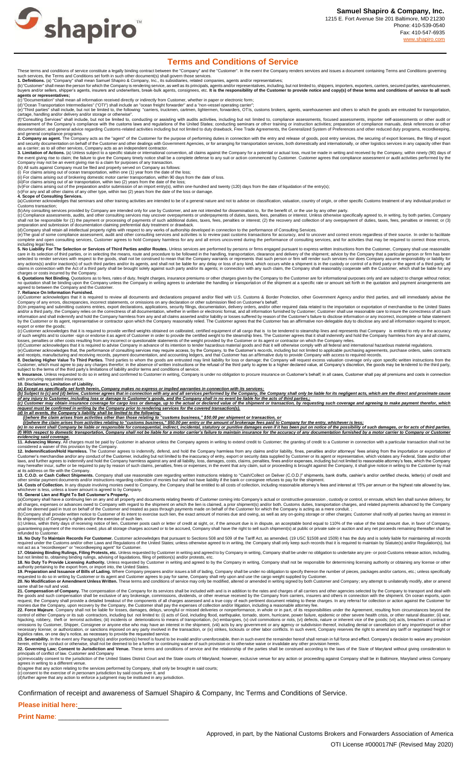**Samuel Shapiro & Company, Inc.**
1215 E. Fort Avenue Ste 201 Baltimore, MD 21230
Phone: 410-539-0540
Fax: 410-547-6935
www.shapiro.com

# Terms and Conditions of Service

These terms and conditions of service constitute a legally binding contract between the "Company" and the "Customer". In the event the Company renders services and issues a document containing Terms and Conditions governing such services, the Terms and Conditions set forth in such other document(s) shall govern those services.

**1. Definitions.** (a) "Company" shall mean Samuel Shapiro & Company, Inc., its subsidiaries, related companies, agents and/or representatives;

(b)"Customer" shall mean the person for which the Company is rendering service, as well as its principals, agents and/or representatives, including, but not limited to, shippers, importers, exporters, carriers, secured parties, warehousemen, buyers and/or sellers, shipper's agents, insurers and underwriters, break-bulk agents, consignees, etc. **It is the responsibility of the Customer to provide notice and copy(s) of these terms and conditions of service to all such agents or representatives;**

(c) "Documentation" shall mean all information received directly or indirectly from Customer, whether in paper or electronic form;

(d) "Ocean Transportation Intermediaries" ("OTI") shall include an "ocean freight forwarder" and a "non-vessel operating carrier";

(e) "Third parties" shall include, but not be limited to, the following: "carriers, truckmen, cartmen, lightermen, forwarders, OTIs, customs brokers, agents, warehousemen and others to which the goods are entrusted for transportation, cartage, handling and/or delivery and/or storage or otherwise".

(f) "Consulting Services" shall include, but not be limited to, conducting or assisting with audits activities, including but not limited to, compliance assessments, focused assessments, importer self-assessments or other audit or assessment of the Company's compliance with the customs laws and regulations of the United States; conducting seminars or other training or instruction activities; preparation of compliance manuals, desk references or other documentation; and general advice regarding Customs-related activities including but not limited to duty drawback, Free Trade Agreements, the Generalized System of Preferences and other reduced duty programs, recordkeeping, and general compliance programs.

**2. Company as agent.** The Company acts as the "agent" of the Customer for the purpose of performing duties in connection with the entry and release of goods, post entry services, the securing of export licenses, the filing of export and security documentation on behalf of the Customer and other dealings with Government Agencies, or for arranging for transportation services, both domestically and internationally, or other logistics services in any capacity other than as a carrier; as to all other services, Company acts as an independent contractor.

**3. Limitation of Actions.** (a) Unless subject to a specific statute or international convention, all claims against the Company for a potential or actual loss, must be made in writing and received by the Company, within ninety (90) days of the event giving rise to claim; the failure to give the Company timely notice shall be a complete defense to any suit or action commenced by Customer. Customer agrees that compliance assessment or audit activities performed by the Company may not be an event giving rise to a claim for purposes of any transaction.

(b) All suits against Company must be filed and properly served on Company as follows:

(i) For claims arising out of ocean transportation, within one (1) year from the date of the loss;

(ii) For claims arising out of brokering domestic motor carrier transportation, within 90 days from the date of loss.

(iii)For claims arising out of air transportation, within two (2) years from the date of the loss;

(iv)For claims arising out of the preparation and/or submission of an import entry(s), within one-hundred and twenty (120) days from the date of liquidation of the entry(s);

(v)For any and all other claims of any other type, within two (2) years from the date of the loss or damage.

**4. Scope of Consulting Services.**

(a)Customer acknowledges that seminars and other training activities are intended to be of a general nature and not to advise on classification, valuation, country of origin, or other specific Customs treatment of any individual product or Customs transaction;

(b)Any consulting services provided by Company are intended only for use by Customer, and are not intended for dissemination to, for the benefit of, or the use by any other party.

(c) Compliance assessments, audits, and other consulting services may uncover overpayments or underpayments of duties, taxes, fees, penalties or interest. Unless otherwise specifically agreed to, in writing, by both parties, Company shall not be responsible for (1) the payment or processing of payments of such additional duties, taxes, fees, penalties or interest; (2) the recovery and collection of any overpayment of duties, taxes, fees, penalties or interest; or (3) preparation and submission of documentation claiming preferential duty treatment or drawback.

(d)Company shall retain all intellectual property rights with respect to any works of authorship developed in connection to the performance of Consulting Services.

(e)The goal of some compliance assessment, audit and other consulting services and activities is to review past customs transactions for accuracy, and to uncover and correct errors regardless of their source. In order to facilitate complete and open consulting services, Customer agrees to hold Company harmless for any and all errors uncovered during the performance of consulting services, and for activities that may be required to correct those errors, including legal fees.

**5. No Liability For The Selection or Services of Third Parties and/or Routes.** Unless services are performed by persons or firms engaged pursuant to express written instructions from the Customer, Company shall use reasonable care in its selection of third parties, or in selecting the means, route and procedure to be followed in the handling, transportation, clearance and delivery of the shipment; advice by the Company that a particular person or firm has been selected to render services with respect to the goods, shall not be construed to mean that the Company warrants or represents that such person or firm will render such services nor does Company assume responsibility or liability for any actions(s) and/or inaction(s) of such third parties and/or its agents, and shall not be liable for any delay or loss of any kind, which occurs while a shipment is in the custody or control of a third party or the agent of a third party; all claims in connection with the Act of a third party shall be brought solely against such party and/or its agents; in connection with any such claim, the Company shall reasonably cooperate with the Customer, which shall be liable for any charges or costs incurred by the Company.

**6. Quotations Not Binding.** Quotations as to fees, rates of duty, freight charges, insurance premiums or other charges given by the Company to the Customer are for informational purposes only and are subject to change without notice; no quotation shall be binding upon the Company unless the Company in writing agrees to undertake the handling or transportation of the shipment at a specific rate or amount set forth in the quotation and payment arrangements are agreed to between the Company and the Customer.

**7. Reliance On Information Furnished.**

(a)Customer acknowledges that it is required to review all documents and declarations prepared and/or filed with U.S. Customs & Border Protection, other Government Agency and/or third parties, and will immediately advise the Company of any errors, discrepancies, incorrect statements, or omissions on any declaration or other submission filed on Customer's behalf;

(b)In preparing and submitting customs entries, export declarations, applications, security filings, documentation, delivery orders, and/or other required data related to the importation or exportation of merchandise to the United States and/or a third party, the Company relies on the correctness of all documentation, whether in written or electronic format, and all information furnished by Customer; Customer shall use reasonable care to insure the correctness of all such information and shall indemnify and hold the Company harmless from any and all claims asserted and/or liability or losses suffered by reason of the Customer's failure to disclose information or any incorrect, incomplete or false statement by the Customer or its agent, representative or contractor upon which the Company reasonably relied. The Customer agrees that the Customer has an affirmative non-delegable duty to disclose any and all information required to import, export or enter the goods;

(c) Customer acknowledges that it is required to provide verified weights obtained on calibrated, certified equipment of all cargo that is to be tendered to steamship lines and represents that Company is entitled to rely on the accuracy of such weights and to counter -sign or endorse it as agent of Customer in order to provide the certified weight to the steamship lines. The Customer agrees that it shall indemnify and hold the Company harmless from any and all claims, losses, penalties or other costs resulting from any incorrect or questionable statements of the weight provided by the Customer or its agent or contractor on which the Company relies.

(d)Customer acknowledges that it is required to advise Company in advance of its intention to tender hazardous material goods and that it will otherwise comply with all federal and international hazardous material regulations.

(e)Customer acknowledges that, the performance of consulting services may require access, by the Company, to the Customer's records, including but not limited to applicable purchasing agreements, purchase orders, sales contracts and receipts, manufacturing and receiving records, payment documentation, and accounting ledgers, and that Customer has an affirmative duty to provide Company with access to required records.

**8. Declaring Higher Value To Third Parties.** Third parties to whom the goods are entrusted may limit liability for loss or damage; the Company will request excess valuation coverage only upon specific written instructions from the Customer, which must agree to pay any charges therefor; in the absence of written instructions or the refusal of the third party to agree to a higher declared value, at Company's discretion, the goods may be tendered to the third party, subject to the terms of the third party's limitations of liability and/or terms and conditions of service.

**9. Insurance.** Unless requested to do so in writing and confirmed to Customer in writing, Company is under no obligation to procure insurance on Customer's behalf; in all cases, Customer shall pay all premiums and costs in connection with procuring requested insurance.

**10. Disclaimers; Limitation of Liability.**

***(a) Except as specifically set forth herein, Company makes no express or implied warranties in connection with its services;***

***(b) Subject to (c) and (d) below, Customer agrees that in connection with any and all services performed by the Company, the Company shall only be liable for its negligent acts, which are the direct and proximate cause of any injury to Customer, including loss or damage to Customer's goods, and the Company shall in no event be liable for the acts of third parties.;***

***(c) Customer may obtain insurance coverage for cargo loss or damage, up to the actual or declared value of the shipment or transaction, by requesting such coverage and agreeing to make payment therefor, which request must be confirmed in writing by the Company prior to rendering services for the covered transaction(s).***

***(d) In all events, the Company's liability shall be limited to the following:***

***(i)where the claim arises from activities other than those relating to "customs business," $50.00 per shipment or transaction, or***

***(ii)where the claim arises from activities relating to "customs business," $50.00 per entry or the amount of brokerage fees paid to Company for the entry, whichever is less;***

***(e) In no event shall Company be liable or responsible for consequential, indirect, incidental, statutory or punitive damages even if it has been put on notice of the possibility of such damages, or for acts of third parties.***

***(f) With respect to domestic transportation, Company shall not be liable for a motor carrier's failure to maintain insurance for the accuracy of any documentation furnished by a motor carrier to Company or Customer evidencing said coverage.***

**11. Advancing Money.** All charges must be paid by Customer in advance unless the Company agrees in writing to extend credit to Customer; the granting of credit to a Customer in connection with a particular transaction shall not be considered a waiver of this provision by the Company.

**12. Indemnification/Hold Harmless.** The Customer agrees to indemnify, defend, and hold the Company harmless from any claims and/or liability, fines, penalties and/or attorneys' fees arising from the importation or exportation of Customer's merchandise and/or any conduct of the Customer, including but not limited to the inaccuracy of entry, export or security data supplied by Customer or its agent or representative, which violates any Federal, State and/or other laws, and further agrees to indemnify and hold the Company harmless against any and all liability, loss, damages, costs, claims, penalties, fines and/or expenses, including but not limited to reasonable attorney's fees, which the Company may hereafter incur, suffer or be required to pay by reason of such claims, penalties, fines or expenses; in the event that any claim, suit or proceeding is brought against the Company, it shall give notice in writing to the Customer by mail at its address on file with the Company.

**13. C.O.D. or Cash Collect Shipments.** Company shall use reasonable care regarding written instructions relating to "Cash/Collect on Deliver (C.O.D.)" shipments, bank drafts, cashier's and/or certified checks, letter(s) of credit and other similar payment documents and/or instructions regarding collection of monies but shall not have liability if the bank or consignee refuses to pay for the shipment.

**14. Costs of Collection.** In any dispute involving monies owed to Company, the Company shall be entitled to all costs of collection, including reasonable attorney's fees and interest at 15% per annum or the highest rate allowed by law, whichever is less, unless a lower amount is agreed to by Company.

**15. General Lien and Right To Sell Customer's Property.**

(a)Company shall have a continuing lien on any and all property and documents relating thereto of Customer coming into Company's actual or constructive possession , custody or control, or enroute, which lien shall survive delivery, for all charges, expenses or advances owed to Company with regard to the shipment on which the lien is claimed, a prior shipment(s) and/or both. Customs duties, transportation charges, and related payments advanced by the Company shall be deemed paid in trust on behalf of the Customer and treated as pass through payments made on behalf of the Customer for which the Company is acting as a mere conduit. ;

(b)Company shall provide written notice to Customer of its intent to exercise such lien, the exact amount of monies due and owing, as well as any on-going storage or other charges; Customer shall notify all parties having an interest in its shipment(s) of Company's rights and/or the exercise of such lien.

(c) Unless, within thirty days of receiving notice of lien, Customer posts cash or letter of credit at sight, or, if the amount due is in dispute, an acceptable bond equal to 110% of the value of the total amount due, in favor of Company, guaranteeing payment of the monies owed, plus all storage charges accrued or to be accrued, Company shall have the right to sell such shipment(s) at public or private sale or auction and any net proceeds remaining thereafter shall be refunded to Customer.

**16. No Duty To Maintain Records For Customer.** Customer acknowledges that pursuant to Sections 508 and 509 of the Tariff Act, as amended, (19 USC §1508 and 1509) it has the duty and is solely liable for maintaining all records required under the Customs and/or other Laws and Regulations of the United States; unless otherwise agreed to in writing, the Company shall only keep such records that it is required to maintain by Statute(s) and/or Regulation(s), but not act as a "recordkeeper" or "recordkeeping agent" for Customer.

**17. Obtaining Binding Rulings, Filing Protests, etc.** Unless requested by Customer in writing and agreed to by Company in writing, Company shall be under no obligation to undertake any pre- or post-Customs release action, including, but not limited to, obtaining binding rulings, advising of liquidations, filing of petition(s) and/or protests, etc.

**18. No Duty To Provide Licensing Authority.** Unless requested by Customer in writing and agreed to by the Company in writing, Company shall not be responsible for determining licensing authority or obtaining any license or other authority pertaining to the export from, or import into, the United States.

**19. Preparation and Issuance of Bills of Lading.** Where Company prepares and/or issues a bill of lading, Company shall be under no obligation to specify thereon the number of pieces, packages and/or cartons, etc.; unless specifically requested to do so in writing by Customer or its agent and Customer agrees to pay for same, Company shall rely upon and use the cargo weight supplied by Customer.

**20. No Modification or Amendment Unless Written.** These terms and conditions of service may only be modified, altered or amended in writing signed by both Customer and Company; any attempt to unilaterally modify, alter or amend same shall be null and void.

**21. Compensation of Company.** The compensation of the Company for its services shall be included with and is in addition to the rates and charges of all carriers and other agencies selected by the Company to transport and deal with the goods and such compensation shall be exclusive of any brokerage, commissions, dividends, or other revenue received by the Company from carriers, insurers and others in connection with the shipment. On ocean exports, upon request, the Company shall provide a detailed breakout of the components of all charges assessed and a true copy of each pertinent document relating to these charges. In any referral for collection or action against the Customer for monies due the Company, upon recovery by the Company, the Customer shall pay the expenses of collection and/or litigation, including a reasonable attorney fee.

**22. Force Majeure**. Company shall not be liable for losses, damages, delays, wrongful or missed deliveries or nonperformance, in whole or in part, of its responsibilities under the Agreement, resulting from circumstances beyond the control of either Company or its sub -contractors, including but not limited to: (i) acts of God, including flood, earthquake, tornado, storm, hurricane, power failure, epidemic or other severe health crisis, or other natural disaster; (ii) war, hijacking, robbery, theft or terrorist activities; (iii) incidents or deteriorations to means of transportation, (iv) embargoes, (v) civil commotions or riots, (vi) defects, nature or inherent vice of the goods; (vii) acts, breaches of contract or omissions by Customer, Shipper, Consignee or anyone else who may have an interest in the shipment, (viii) acts by any government or any agency or subdivision thereof, including denial or cancellation of any import/export or other necessary license; or authorization, or sanctions imposed on any party involved in the transaction, or (ix) strikes, lockouts or other labor conflicts. In such event, Company reserves the right to amend any tariff or negotiated freight or logistics rates, on one day's notice, as necessary to provide the requested service.

**23. Severability.** In the event any Paragraph(s) and/or portion(s) hereof is found to be invalid and/or unenforceable, then in such event the remainder hereof shall remain in full force and effect. Company's decision to waive any provision herein, either by conduct or otherwise, shall not be deemed to be a further or continuing waiver of such provision or to otherwise waive or invalidate any other provision herein.

**22. Governing Law; Consent to Jurisdiction and Venue.** These terms and conditions of service and the relationship of the parties shall be construed according to the laws of the State of Maryland without giving consideration to principals of conflict of law. Customer and Company

(a)irrevocably consent to the jurisdiction of the United States District Court and the State courts of Maryland; however, exclusive venue for any action or proceeding against Company shall be in Baltimore, Maryland unless Company agrees in writing to a different venue.

(b)agree that any action relating to the services performed by Company, shall only be brought in said courts;

(c) consent to the exercise of *in personam* jurisdiction by said courts over it, and

(d)further agree that any action to enforce a judgment may be instituted in any jurisdiction.

Confirmation of receipt and awareness of Samuel Shapiro & Company, Inc Terms and Conditions of Service.

**Please initial here:** ____________

**Print Name**: ______________________________

Approved, in part, by the National Customs Brokers and Forwarders Association of America

OTI License #000017NF (Revised May 2020)